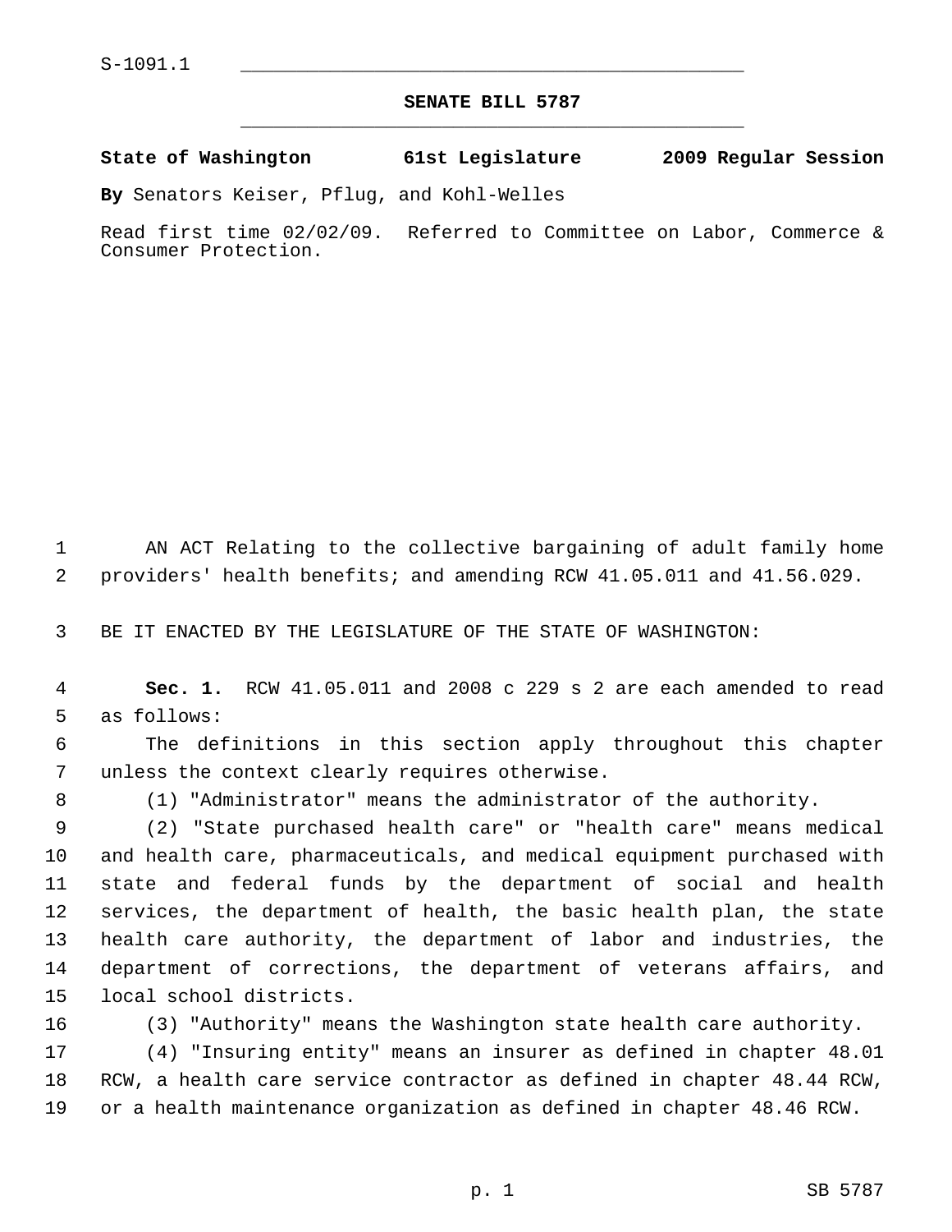S-1091.1

# SENATE BILL 5787

**State of Washington 61st Legislature 2009 Regular Session**

**By** Senators Keiser, Pflug, and Kohl-Welles

Read first time 02/02/09. Referred to Committee on Labor, Commerce & Consumer Protection.

AN ACT Relating to the collective bargaining of adult family home providers' health benefits; and amending RCW 41.05.011 and 41.56.029.

BE IT ENACTED BY THE LEGISLATURE OF THE STATE OF WASHINGTON:

**Sec. 1.** RCW 41.05.011 and 2008 c 229 s 2 are each amended to read as follows:

The definitions in this section apply throughout this chapter unless the context clearly requires otherwise.

(1) "Administrator" means the administrator of the authority.

(2) "State purchased health care" or "health care" means medical and health care, pharmaceuticals, and medical equipment purchased with state and federal funds by the department of social and health services, the department of health, the basic health plan, the state health care authority, the department of labor and industries, the department of corrections, the department of veterans affairs, and local school districts.

(3) "Authority" means the Washington state health care authority.

(4) "Insuring entity" means an insurer as defined in chapter 48.01 RCW, a health care service contractor as defined in chapter 48.44 RCW, or a health maintenance organization as defined in chapter 48.46 RCW.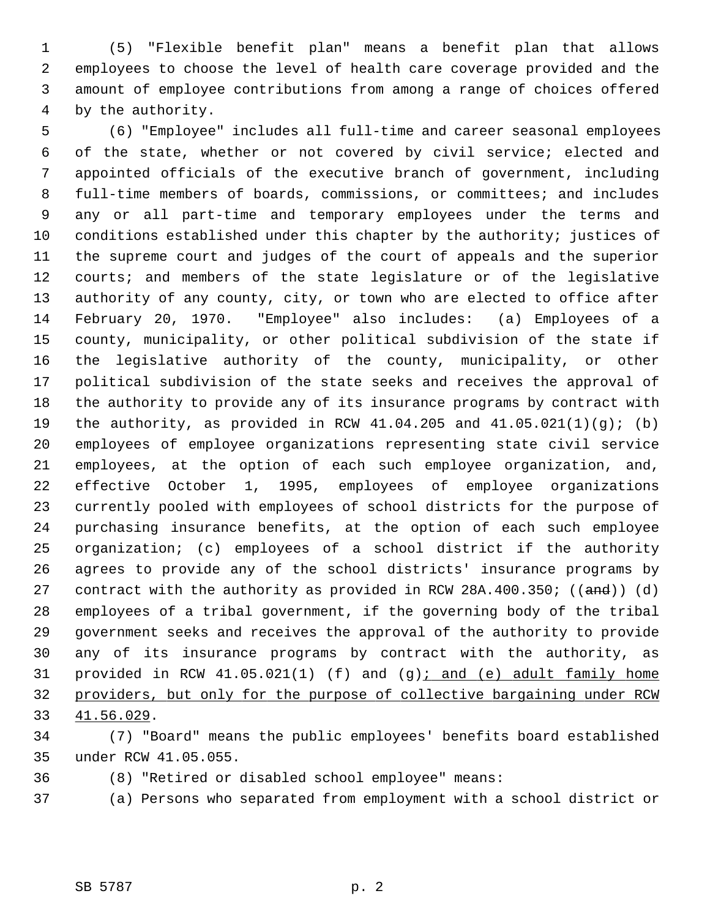(5) "Flexible benefit plan" means a benefit plan that allows employees to choose the level of health care coverage provided and the amount of employee contributions from among a range of choices offered by the authority.

(6) "Employee" includes all full-time and career seasonal employees of the state, whether or not covered by civil service; elected and appointed officials of the executive branch of government, including full-time members of boards, commissions, or committees; and includes any or all part-time and temporary employees under the terms and conditions established under this chapter by the authority; justices of the supreme court and judges of the court of appeals and the superior courts; and members of the state legislature or of the legislative authority of any county, city, or town who are elected to office after February 20, 1970. "Employee" also includes: (a) Employees of a county, municipality, or other political subdivision of the state if the legislative authority of the county, municipality, or other political subdivision of the state seeks and receives the approval of the authority to provide any of its insurance programs by contract with the authority, as provided in RCW 41.04.205 and 41.05.021(1)(g); (b) employees of employee organizations representing state civil service employees, at the option of each such employee organization, and, effective October 1, 1995, employees of employee organizations currently pooled with employees of school districts for the purpose of purchasing insurance benefits, at the option of each such employee organization; (c) employees of a school district if the authority agrees to provide any of the school districts' insurance programs by contract with the authority as provided in RCW 28A.400.350; ((~~and~~)) (d) employees of a tribal government, if the governing body of the tribal government seeks and receives the approval of the authority to provide any of its insurance programs by contract with the authority, as provided in RCW 41.05.021(1) (f) and (g)<u>; and (e) adult family home providers, but only for the purpose of collective bargaining under RCW 41.56.029</u>.

(7) "Board" means the public employees' benefits board established under RCW 41.05.055.

(8) "Retired or disabled school employee" means:

(a) Persons who separated from employment with a school district or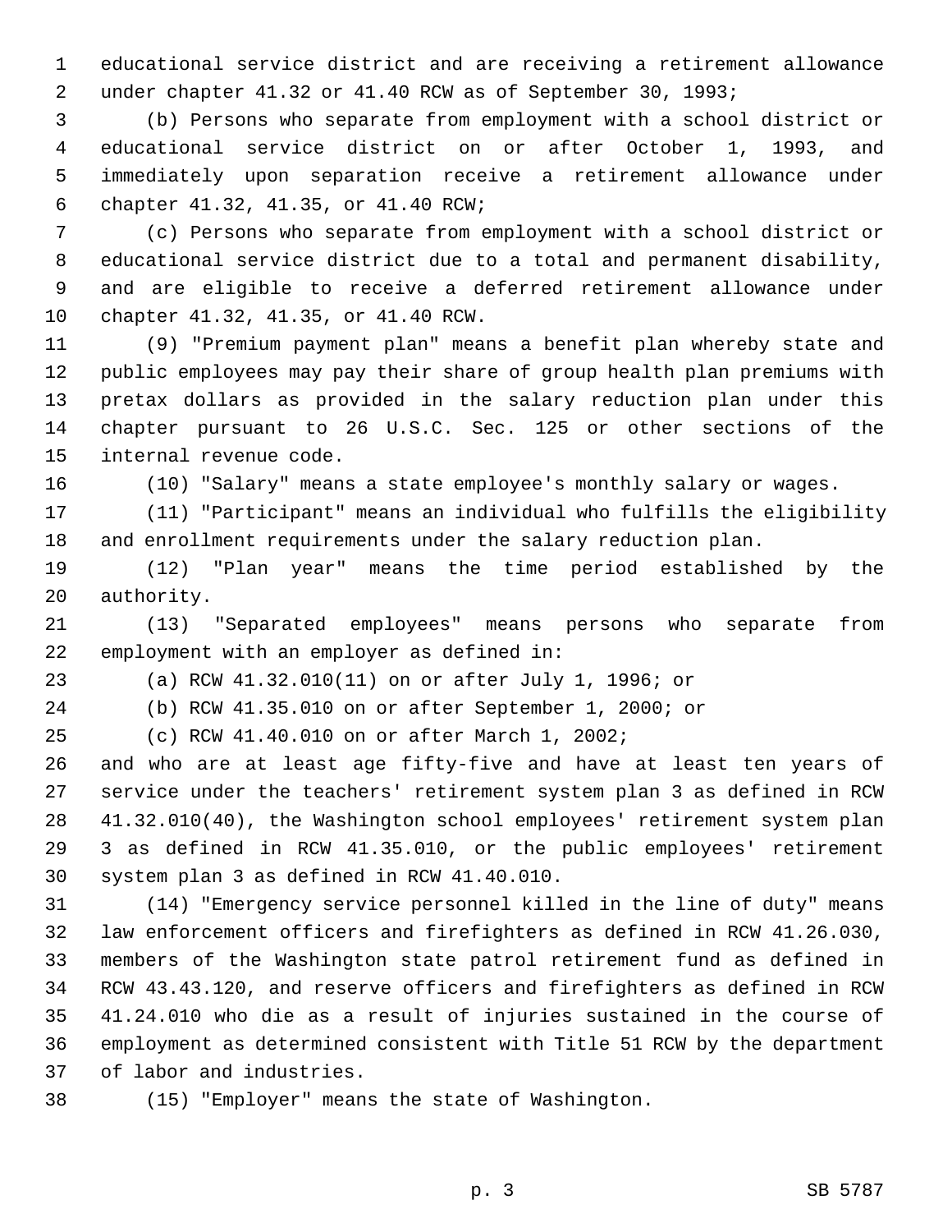educational service district and are receiving a retirement allowance under chapter 41.32 or 41.40 RCW as of September 30, 1993;

(b) Persons who separate from employment with a school district or educational service district on or after October 1, 1993, and immediately upon separation receive a retirement allowance under chapter 41.32, 41.35, or 41.40 RCW;

(c) Persons who separate from employment with a school district or educational service district due to a total and permanent disability, and are eligible to receive a deferred retirement allowance under chapter 41.32, 41.35, or 41.40 RCW.

(9) "Premium payment plan" means a benefit plan whereby state and public employees may pay their share of group health plan premiums with pretax dollars as provided in the salary reduction plan under this chapter pursuant to 26 U.S.C. Sec. 125 or other sections of the internal revenue code.

(10) "Salary" means a state employee's monthly salary or wages.

(11) "Participant" means an individual who fulfills the eligibility and enrollment requirements under the salary reduction plan.

(12) "Plan year" means the time period established by the authority.

(13) "Separated employees" means persons who separate from employment with an employer as defined in:

(a) RCW 41.32.010(11) on or after July 1, 1996; or

(b) RCW 41.35.010 on or after September 1, 2000; or

(c) RCW 41.40.010 on or after March 1, 2002;

and who are at least age fifty-five and have at least ten years of service under the teachers' retirement system plan 3 as defined in RCW 41.32.010(40), the Washington school employees' retirement system plan 3 as defined in RCW 41.35.010, or the public employees' retirement system plan 3 as defined in RCW 41.40.010.

(14) "Emergency service personnel killed in the line of duty" means law enforcement officers and firefighters as defined in RCW 41.26.030, members of the Washington state patrol retirement fund as defined in RCW 43.43.120, and reserve officers and firefighters as defined in RCW 41.24.010 who die as a result of injuries sustained in the course of employment as determined consistent with Title 51 RCW by the department of labor and industries.

(15) "Employer" means the state of Washington.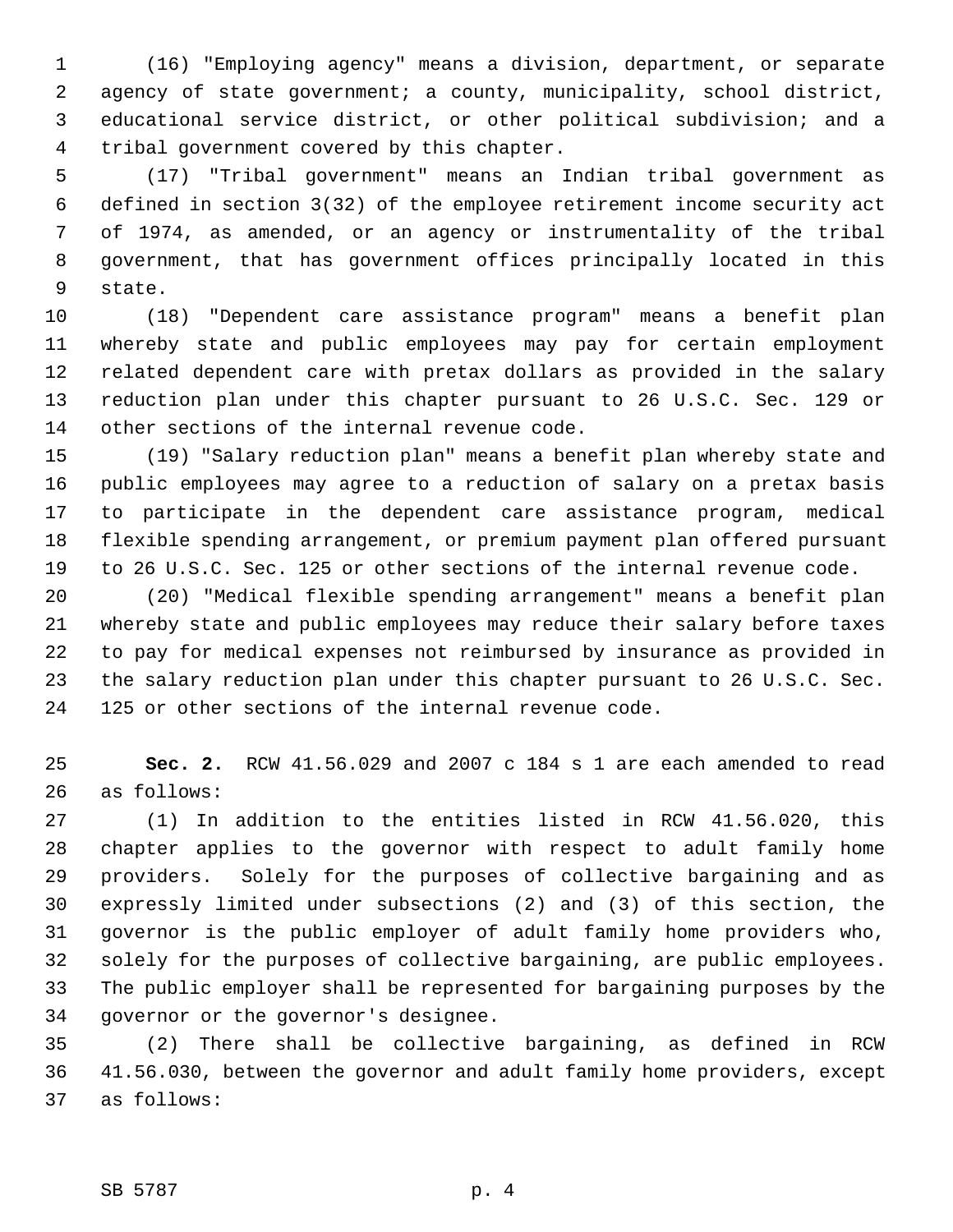(16) "Employing agency" means a division, department, or separate agency of state government; a county, municipality, school district, educational service district, or other political subdivision; and a tribal government covered by this chapter.

(17) "Tribal government" means an Indian tribal government as defined in section 3(32) of the employee retirement income security act of 1974, as amended, or an agency or instrumentality of the tribal government, that has government offices principally located in this state.

(18) "Dependent care assistance program" means a benefit plan whereby state and public employees may pay for certain employment related dependent care with pretax dollars as provided in the salary reduction plan under this chapter pursuant to 26 U.S.C. Sec. 129 or other sections of the internal revenue code.

(19) "Salary reduction plan" means a benefit plan whereby state and public employees may agree to a reduction of salary on a pretax basis to participate in the dependent care assistance program, medical flexible spending arrangement, or premium payment plan offered pursuant to 26 U.S.C. Sec. 125 or other sections of the internal revenue code.

(20) "Medical flexible spending arrangement" means a benefit plan whereby state and public employees may reduce their salary before taxes to pay for medical expenses not reimbursed by insurance as provided in the salary reduction plan under this chapter pursuant to 26 U.S.C. Sec. 125 or other sections of the internal revenue code.

**Sec. 2.** RCW 41.56.029 and 2007 c 184 s 1 are each amended to read as follows:

(1) In addition to the entities listed in RCW 41.56.020, this chapter applies to the governor with respect to adult family home providers. Solely for the purposes of collective bargaining and as expressly limited under subsections (2) and (3) of this section, the governor is the public employer of adult family home providers who, solely for the purposes of collective bargaining, are public employees. The public employer shall be represented for bargaining purposes by the governor or the governor's designee.

(2) There shall be collective bargaining, as defined in RCW 41.56.030, between the governor and adult family home providers, except as follows: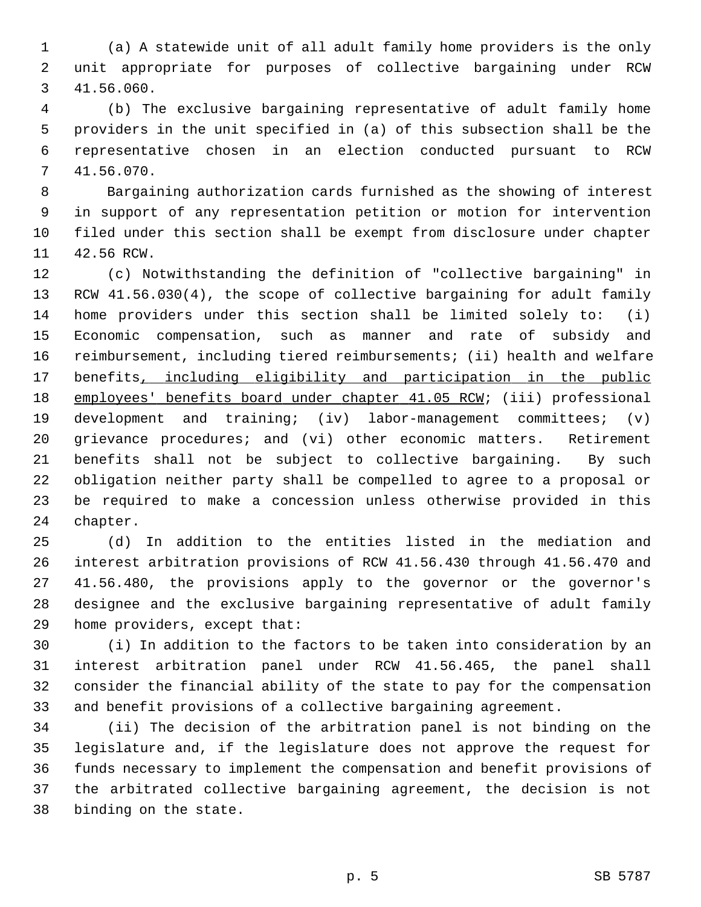(a) A statewide unit of all adult family home providers is the only unit appropriate for purposes of collective bargaining under RCW 41.56.060.

(b) The exclusive bargaining representative of adult family home providers in the unit specified in (a) of this subsection shall be the representative chosen in an election conducted pursuant to RCW 41.56.070.

Bargaining authorization cards furnished as the showing of interest in support of any representation petition or motion for intervention filed under this section shall be exempt from disclosure under chapter 42.56 RCW.

(c) Notwithstanding the definition of "collective bargaining" in RCW 41.56.030(4), the scope of collective bargaining for adult family home providers under this section shall be limited solely to: (i) Economic compensation, such as manner and rate of subsidy and reimbursement, including tiered reimbursements; (ii) health and welfare benefits<u>, including eligibility and participation in the public employees' benefits board under chapter 41.05 RCW</u>; (iii) professional development and training; (iv) labor-management committees; (v) grievance procedures; and (vi) other economic matters. Retirement benefits shall not be subject to collective bargaining. By such obligation neither party shall be compelled to agree to a proposal or be required to make a concession unless otherwise provided in this chapter.

(d) In addition to the entities listed in the mediation and interest arbitration provisions of RCW 41.56.430 through 41.56.470 and 41.56.480, the provisions apply to the governor or the governor's designee and the exclusive bargaining representative of adult family home providers, except that:

(i) In addition to the factors to be taken into consideration by an interest arbitration panel under RCW 41.56.465, the panel shall consider the financial ability of the state to pay for the compensation and benefit provisions of a collective bargaining agreement.

(ii) The decision of the arbitration panel is not binding on the legislature and, if the legislature does not approve the request for funds necessary to implement the compensation and benefit provisions of the arbitrated collective bargaining agreement, the decision is not binding on the state.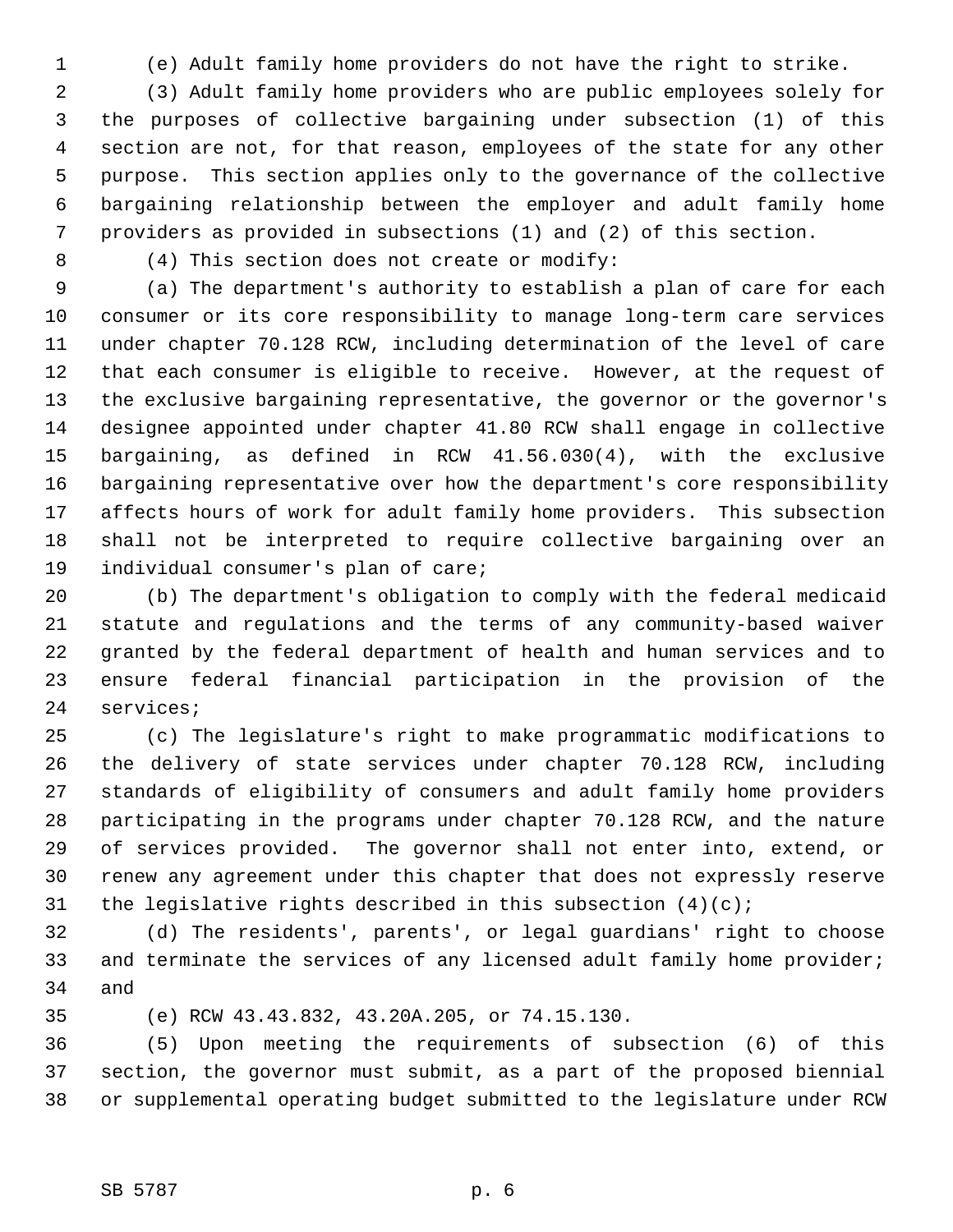(e) Adult family home providers do not have the right to strike.

(3) Adult family home providers who are public employees solely for the purposes of collective bargaining under subsection (1) of this section are not, for that reason, employees of the state for any other purpose. This section applies only to the governance of the collective bargaining relationship between the employer and adult family home providers as provided in subsections (1) and (2) of this section.

(4) This section does not create or modify:

(a) The department's authority to establish a plan of care for each consumer or its core responsibility to manage long-term care services under chapter 70.128 RCW, including determination of the level of care that each consumer is eligible to receive. However, at the request of the exclusive bargaining representative, the governor or the governor's designee appointed under chapter 41.80 RCW shall engage in collective bargaining, as defined in RCW 41.56.030(4), with the exclusive bargaining representative over how the department's core responsibility affects hours of work for adult family home providers. This subsection shall not be interpreted to require collective bargaining over an individual consumer's plan of care;

(b) The department's obligation to comply with the federal medicaid statute and regulations and the terms of any community-based waiver granted by the federal department of health and human services and to ensure federal financial participation in the provision of the services;

(c) The legislature's right to make programmatic modifications to the delivery of state services under chapter 70.128 RCW, including standards of eligibility of consumers and adult family home providers participating in the programs under chapter 70.128 RCW, and the nature of services provided. The governor shall not enter into, extend, or renew any agreement under this chapter that does not expressly reserve the legislative rights described in this subsection (4)(c);

(d) The residents', parents', or legal guardians' right to choose and terminate the services of any licensed adult family home provider; and

(e) RCW 43.43.832, 43.20A.205, or 74.15.130.

(5) Upon meeting the requirements of subsection (6) of this section, the governor must submit, as a part of the proposed biennial or supplemental operating budget submitted to the legislature under RCW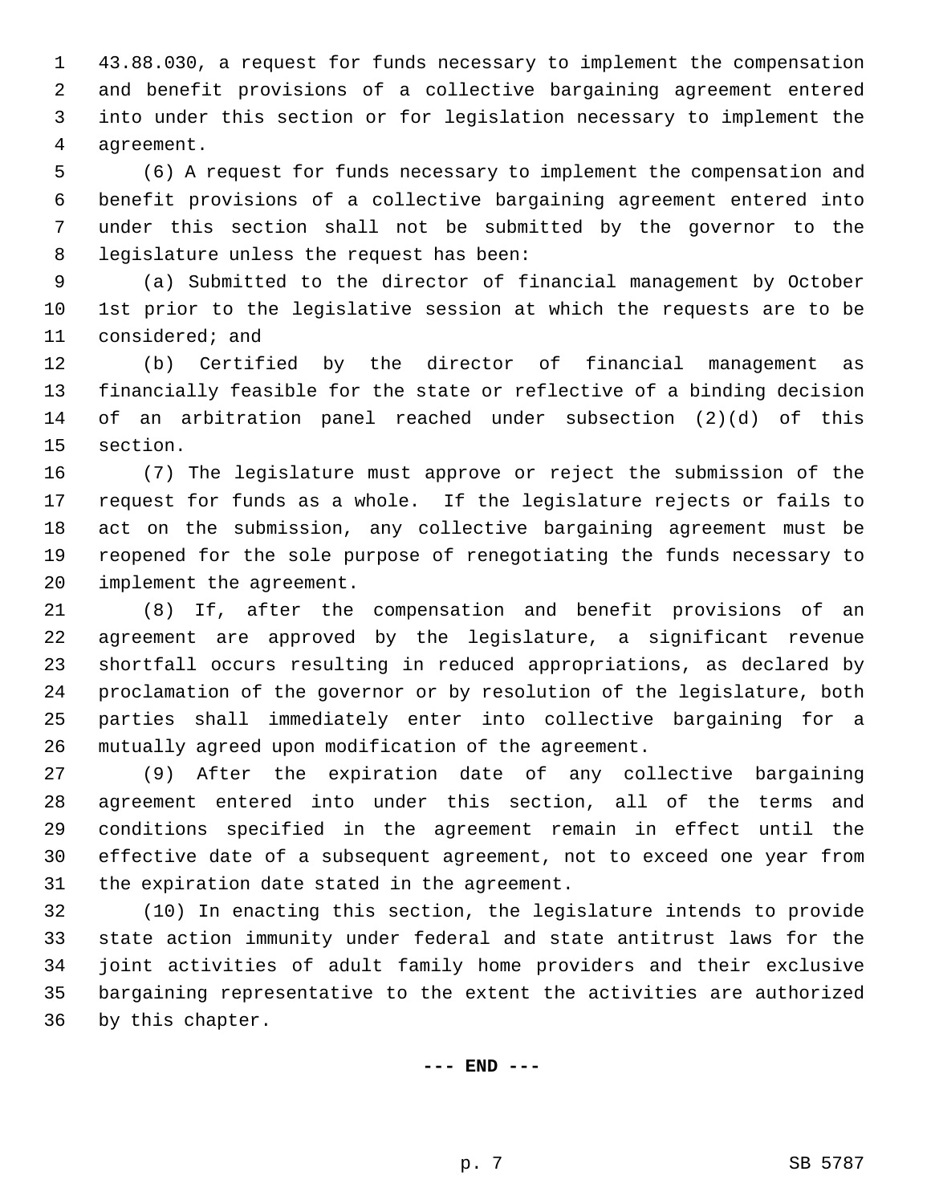43.88.030, a request for funds necessary to implement the compensation and benefit provisions of a collective bargaining agreement entered into under this section or for legislation necessary to implement the agreement.

(6) A request for funds necessary to implement the compensation and benefit provisions of a collective bargaining agreement entered into under this section shall not be submitted by the governor to the legislature unless the request has been:

(a) Submitted to the director of financial management by October 1st prior to the legislative session at which the requests are to be considered; and

(b) Certified by the director of financial management as financially feasible for the state or reflective of a binding decision of an arbitration panel reached under subsection (2)(d) of this section.

(7) The legislature must approve or reject the submission of the request for funds as a whole. If the legislature rejects or fails to act on the submission, any collective bargaining agreement must be reopened for the sole purpose of renegotiating the funds necessary to implement the agreement.

(8) If, after the compensation and benefit provisions of an agreement are approved by the legislature, a significant revenue shortfall occurs resulting in reduced appropriations, as declared by proclamation of the governor or by resolution of the legislature, both parties shall immediately enter into collective bargaining for a mutually agreed upon modification of the agreement.

(9) After the expiration date of any collective bargaining agreement entered into under this section, all of the terms and conditions specified in the agreement remain in effect until the effective date of a subsequent agreement, not to exceed one year from the expiration date stated in the agreement.

(10) In enacting this section, the legislature intends to provide state action immunity under federal and state antitrust laws for the joint activities of adult family home providers and their exclusive bargaining representative to the extent the activities are authorized by this chapter.

**--- END ---**